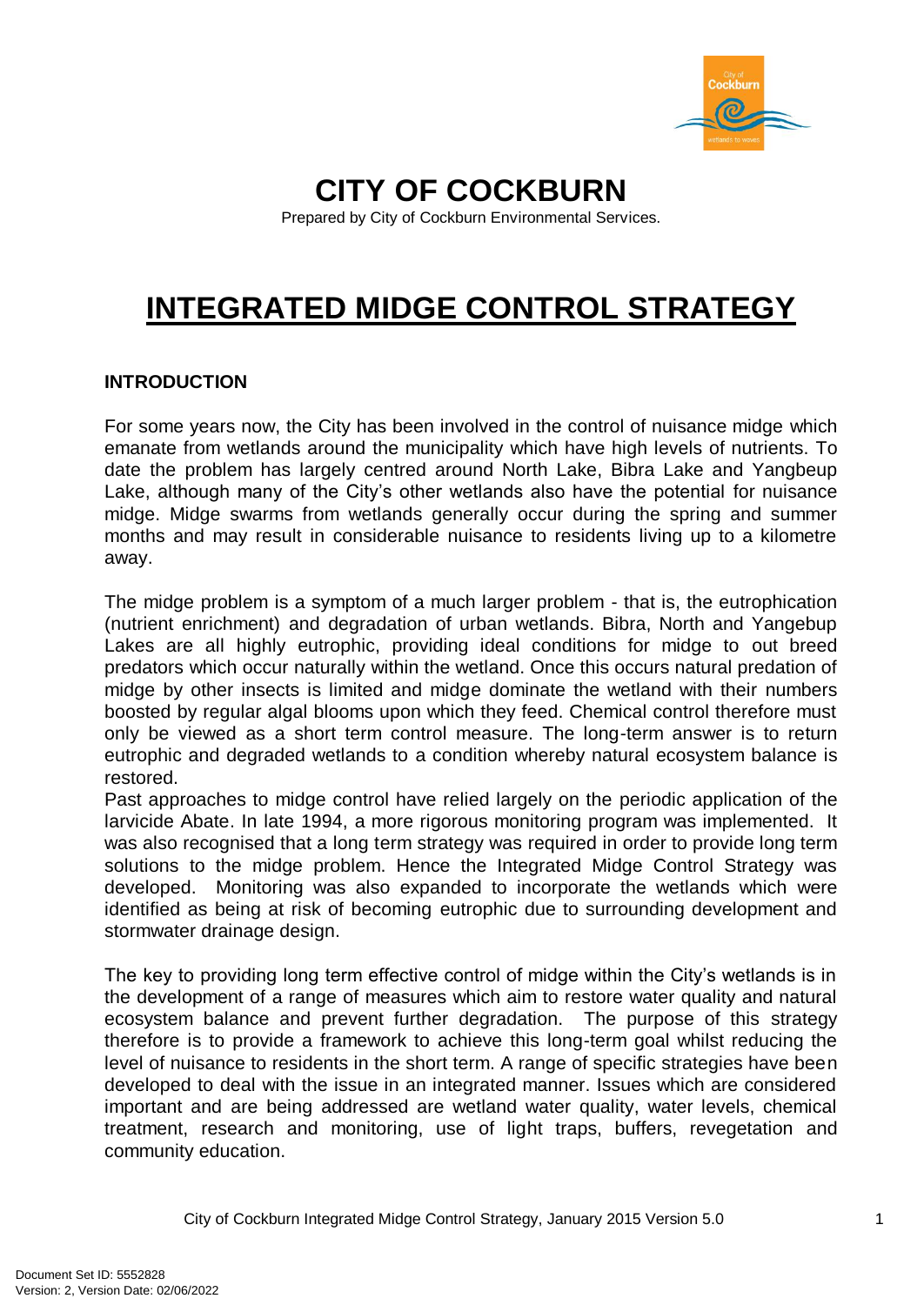# CITY OF COCKBURN

Prepared by City of Cockburn Environmental Services.

# INTEGRATED MIDGE CONTROL STRATEGY

## INTRODUCTION

For some years now, the City has been involved in the control of nuisance midge which emanate from wetlands around the municipality which have high levels of nutrients. To date the problem has largely centred around North Lake, Bibra Lake and Yangbeup Lake, although many of the City's other wetlands also have the potential for nuisance midge. Midge swarms from wetlands generally occur during the spring and summer months and may result in considerable nuisance to residents living up to a kilometre away.

The midge problem is a symptom of a much larger problem - that is, the eutrophication (nutrient enrichment) and degradation of urban wetlands. Bibra, North and Yangebup Lakes are all highly eutrophic, providing ideal conditions for midge to out breed predators which occur naturally within the wetland. Once this occurs natural predation of midge by other insects is limited and midge dominate the wetland with their numbers boosted by regular algal blooms upon which they feed. Chemical control therefore must only be viewed as a short term control measure. The long-term answer is to return eutrophic and degraded wetlands to a condition whereby natural ecosystem balance is restored.

Past approaches to midge control have relied largely on the periodic application of the larvicide Abate. In late 1994, a more rigorous monitoring program was implemented. It was also recognised that a long term strategy was required in order to provide long term solutions to the midge problem. Hence the Integrated Midge Control Strategy was developed. Monitoring was also expanded to incorporate the wetlands which were identified as being at risk of becoming eutrophic due to surrounding development and stormwater drainage design.

The key to providing long term effective control of midge within the City's wetlands is in the development of a range of measures which aim to restore water quality and natural ecosystem balance and prevent further degradation. The purpose of this strategy therefore is to provide a framework to achieve this long-term goal whilst reducing the level of nuisance to residents in the short term. A range of specific strategies have been developed to deal with the issue in an integrated manner. Issues which are considered important and are being addressed are wetland water quality, water levels, chemical treatment, research and monitoring, use of light traps, buffers, revegetation and community education.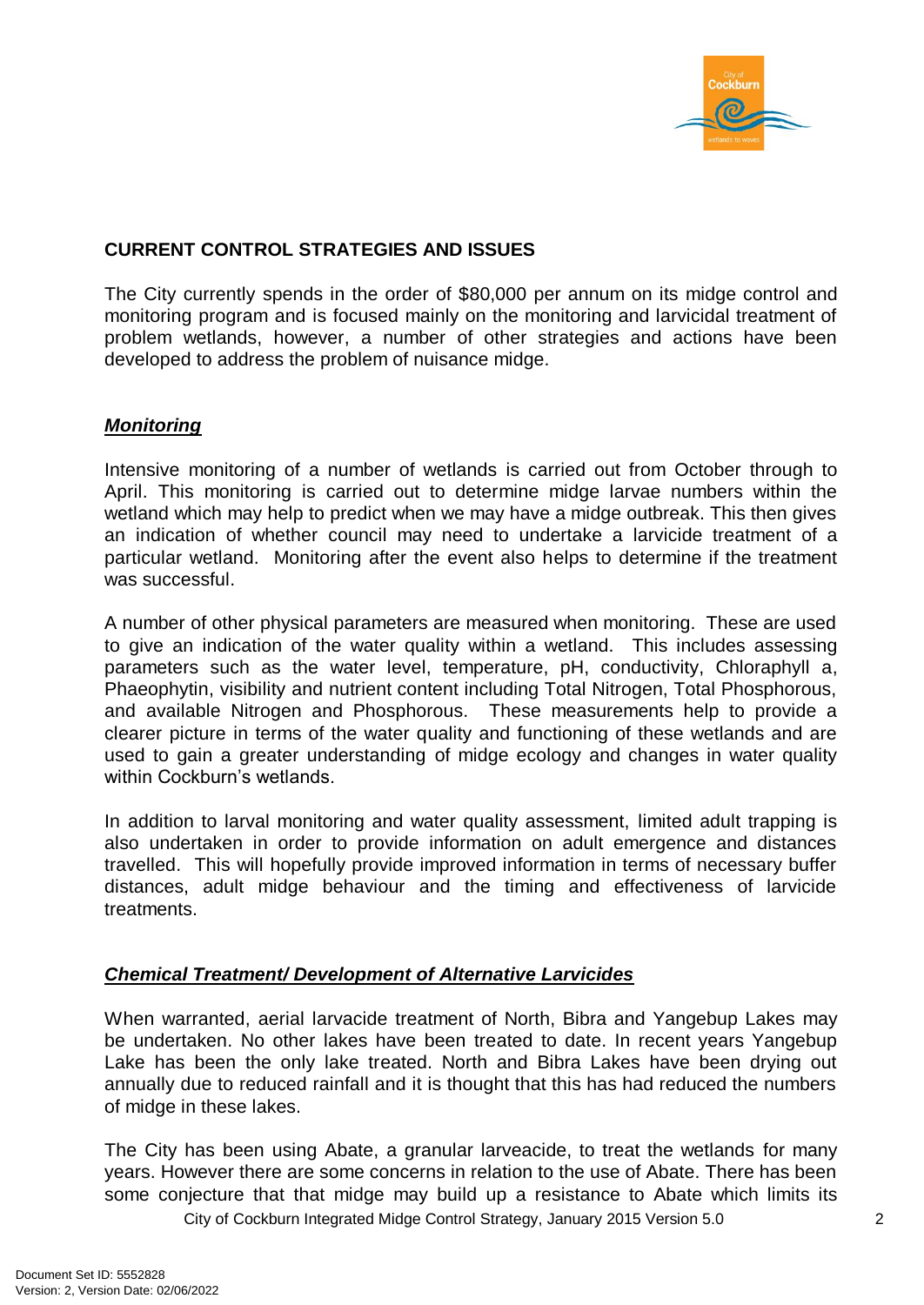## CURRENT CONTROL STRATEGIES AND ISSUES

The City currently spends in the order of $80,000 per annum on its midge control and monitoring program and is focused mainly on the monitoring and larvicidal treatment of problem wetlands, however, a number of other strategies and actions have been developed to address the problem of nuisance midge.

### ***Monitoring***

Intensive monitoring of a number of wetlands is carried out from October through to April. This monitoring is carried out to determine midge larvae numbers within the wetland which may help to predict when we may have a midge outbreak. This then gives an indication of whether council may need to undertake a larvicide treatment of a particular wetland. Monitoring after the event also helps to determine if the treatment was successful.

A number of other physical parameters are measured when monitoring. These are used to give an indication of the water quality within a wetland. This includes assessing parameters such as the water level, temperature, pH, conductivity, Chloraphyll a, Phaeophytin, visibility and nutrient content including Total Nitrogen, Total Phosphorous, and available Nitrogen and Phosphorous. These measurements help to provide a clearer picture in terms of the water quality and functioning of these wetlands and are used to gain a greater understanding of midge ecology and changes in water quality within Cockburn's wetlands.

In addition to larval monitoring and water quality assessment, limited adult trapping is also undertaken in order to provide information on adult emergence and distances travelled. This will hopefully provide improved information in terms of necessary buffer distances, adult midge behaviour and the timing and effectiveness of larvicide treatments.

### ***Chemical Treatment/ Development of Alternative Larvicides***

When warranted, aerial larvacide treatment of North, Bibra and Yangebup Lakes may be undertaken. No other lakes have been treated to date. In recent years Yangebup Lake has been the only lake treated. North and Bibra Lakes have been drying out annually due to reduced rainfall and it is thought that this has had reduced the numbers of midge in these lakes.

The City has been using Abate, a granular larveacide, to treat the wetlands for many years. However there are some concerns in relation to the use of Abate. There has been some conjecture that that midge may build up a resistance to Abate which limits its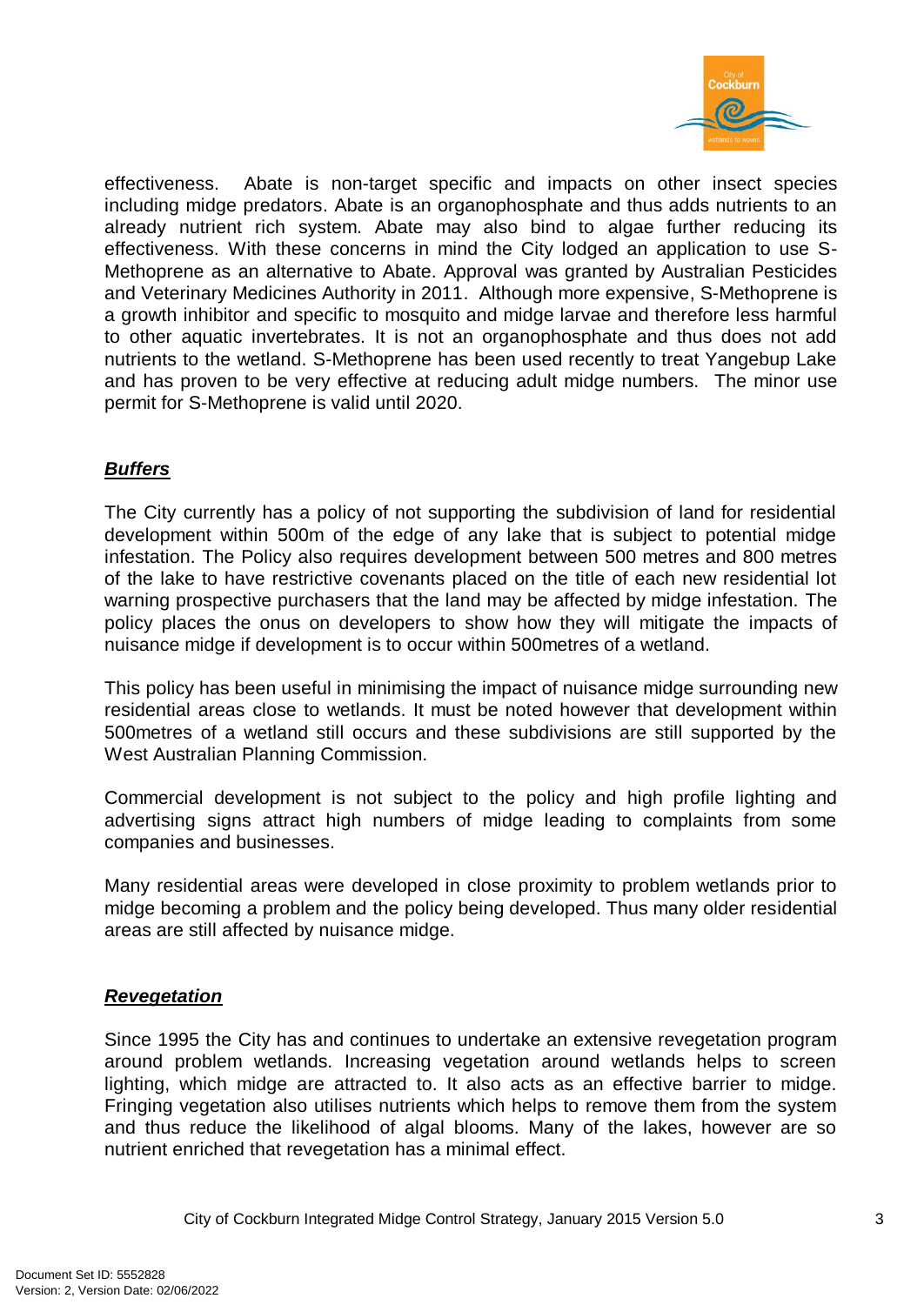effectiveness. Abate is non-target specific and impacts on other insect species including midge predators. Abate is an organophosphate and thus adds nutrients to an already nutrient rich system. Abate may also bind to algae further reducing its effectiveness. With these concerns in mind the City lodged an application to use S-Methoprene as an alternative to Abate. Approval was granted by Australian Pesticides and Veterinary Medicines Authority in 2011. Although more expensive, S-Methoprene is a growth inhibitor and specific to mosquito and midge larvae and therefore less harmful to other aquatic invertebrates. It is not an organophosphate and thus does not add nutrients to the wetland. S-Methoprene has been used recently to treat Yangebup Lake and has proven to be very effective at reducing adult midge numbers. The minor use permit for S-Methoprene is valid until 2020.

***Buffers***

The City currently has a policy of not supporting the subdivision of land for residential development within 500m of the edge of any lake that is subject to potential midge infestation. The Policy also requires development between 500 metres and 800 metres of the lake to have restrictive covenants placed on the title of each new residential lot warning prospective purchasers that the land may be affected by midge infestation. The policy places the onus on developers to show how they will mitigate the impacts of nuisance midge if development is to occur within 500metres of a wetland.

This policy has been useful in minimising the impact of nuisance midge surrounding new residential areas close to wetlands. It must be noted however that development within 500metres of a wetland still occurs and these subdivisions are still supported by the West Australian Planning Commission.

Commercial development is not subject to the policy and high profile lighting and advertising signs attract high numbers of midge leading to complaints from some companies and businesses.

Many residential areas were developed in close proximity to problem wetlands prior to midge becoming a problem and the policy being developed. Thus many older residential areas are still affected by nuisance midge.

***Revegetation***

Since 1995 the City has and continues to undertake an extensive revegetation program around problem wetlands. Increasing vegetation around wetlands helps to screen lighting, which midge are attracted to. It also acts as an effective barrier to midge. Fringing vegetation also utilises nutrients which helps to remove them from the system and thus reduce the likelihood of algal blooms. Many of the lakes, however are so nutrient enriched that revegetation has a minimal effect.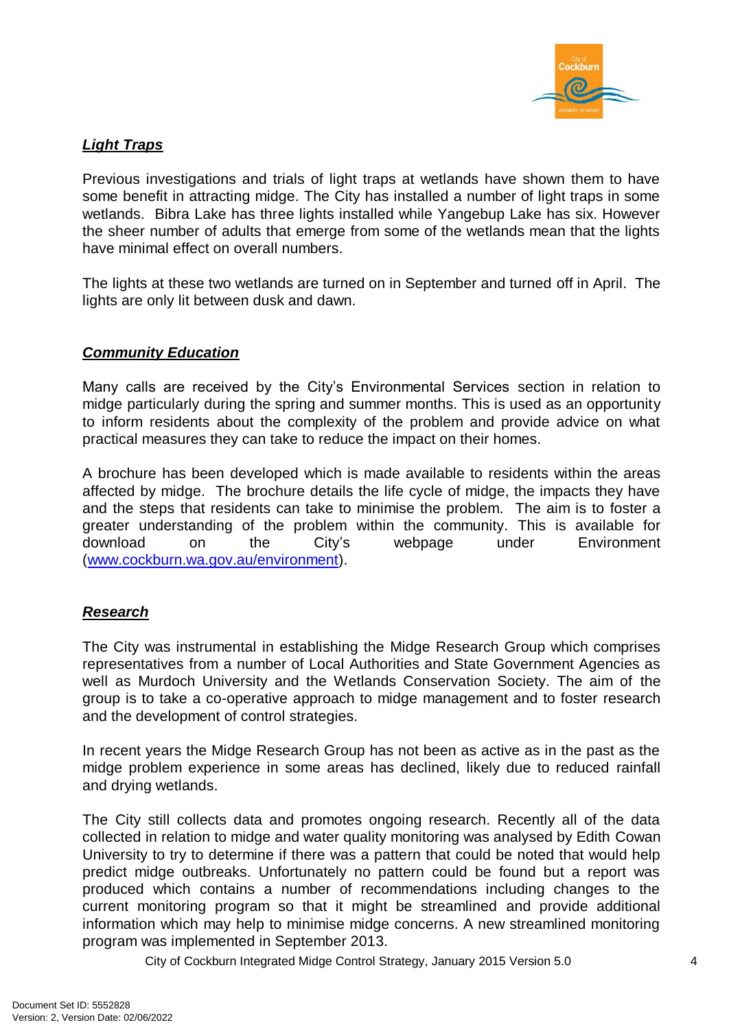### ***Light Traps***

Previous investigations and trials of light traps at wetlands have shown them to have some benefit in attracting midge. The City has installed a number of light traps in some wetlands. Bibra Lake has three lights installed while Yangebup Lake has six. However the sheer number of adults that emerge from some of the wetlands mean that the lights have minimal effect on overall numbers.

The lights at these two wetlands are turned on in September and turned off in April. The lights are only lit between dusk and dawn.

### ***Community Education***

Many calls are received by the City's Environmental Services section in relation to midge particularly during the spring and summer months. This is used as an opportunity to inform residents about the complexity of the problem and provide advice on what practical measures they can take to reduce the impact on their homes.

A brochure has been developed which is made available to residents within the areas affected by midge. The brochure details the life cycle of midge, the impacts they have and the steps that residents can take to minimise the problem. The aim is to foster a greater understanding of the problem within the community. This is available for download on the City's webpage under Environment (www.cockburn.wa.gov.au/environment).

### ***Research***

The City was instrumental in establishing the Midge Research Group which comprises representatives from a number of Local Authorities and State Government Agencies as well as Murdoch University and the Wetlands Conservation Society. The aim of the group is to take a co-operative approach to midge management and to foster research and the development of control strategies.

In recent years the Midge Research Group has not been as active as in the past as the midge problem experience in some areas has declined, likely due to reduced rainfall and drying wetlands.

The City still collects data and promotes ongoing research. Recently all of the data collected in relation to midge and water quality monitoring was analysed by Edith Cowan University to try to determine if there was a pattern that could be noted that would help predict midge outbreaks. Unfortunately no pattern could be found but a report was produced which contains a number of recommendations including changes to the current monitoring program so that it might be streamlined and provide additional information which may help to minimise midge concerns. A new streamlined monitoring program was implemented in September 2013.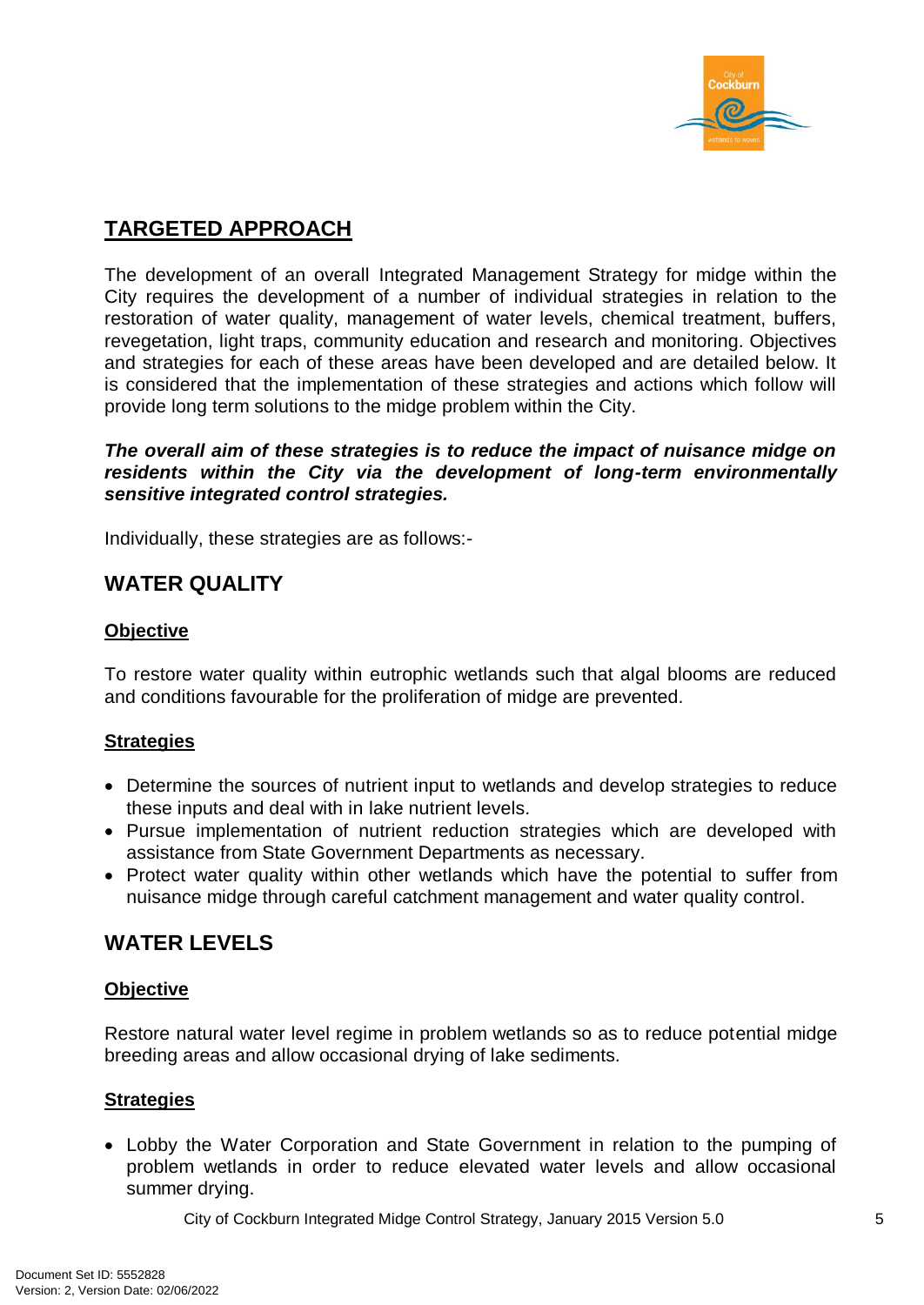## TARGETED APPROACH

The development of an overall Integrated Management Strategy for midge within the City requires the development of a number of individual strategies in relation to the restoration of water quality, management of water levels, chemical treatment, buffers, revegetation, light traps, community education and research and monitoring. Objectives and strategies for each of these areas have been developed and are detailed below. It is considered that the implementation of these strategies and actions which follow will provide long term solutions to the midge problem within the City.

***The overall aim of these strategies is to reduce the impact of nuisance midge on residents within the City via the development of long-term environmentally sensitive integrated control strategies.***

Individually, these strategies are as follows:-

## WATER QUALITY

### Objective

To restore water quality within eutrophic wetlands such that algal blooms are reduced and conditions favourable for the proliferation of midge are prevented.

### Strategies

- Determine the sources of nutrient input to wetlands and develop strategies to reduce these inputs and deal with in lake nutrient levels.
- Pursue implementation of nutrient reduction strategies which are developed with assistance from State Government Departments as necessary.
- Protect water quality within other wetlands which have the potential to suffer from nuisance midge through careful catchment management and water quality control.

## WATER LEVELS

### Objective

Restore natural water level regime in problem wetlands so as to reduce potential midge breeding areas and allow occasional drying of lake sediments.

### Strategies

- Lobby the Water Corporation and State Government in relation to the pumping of problem wetlands in order to reduce elevated water levels and allow occasional summer drying.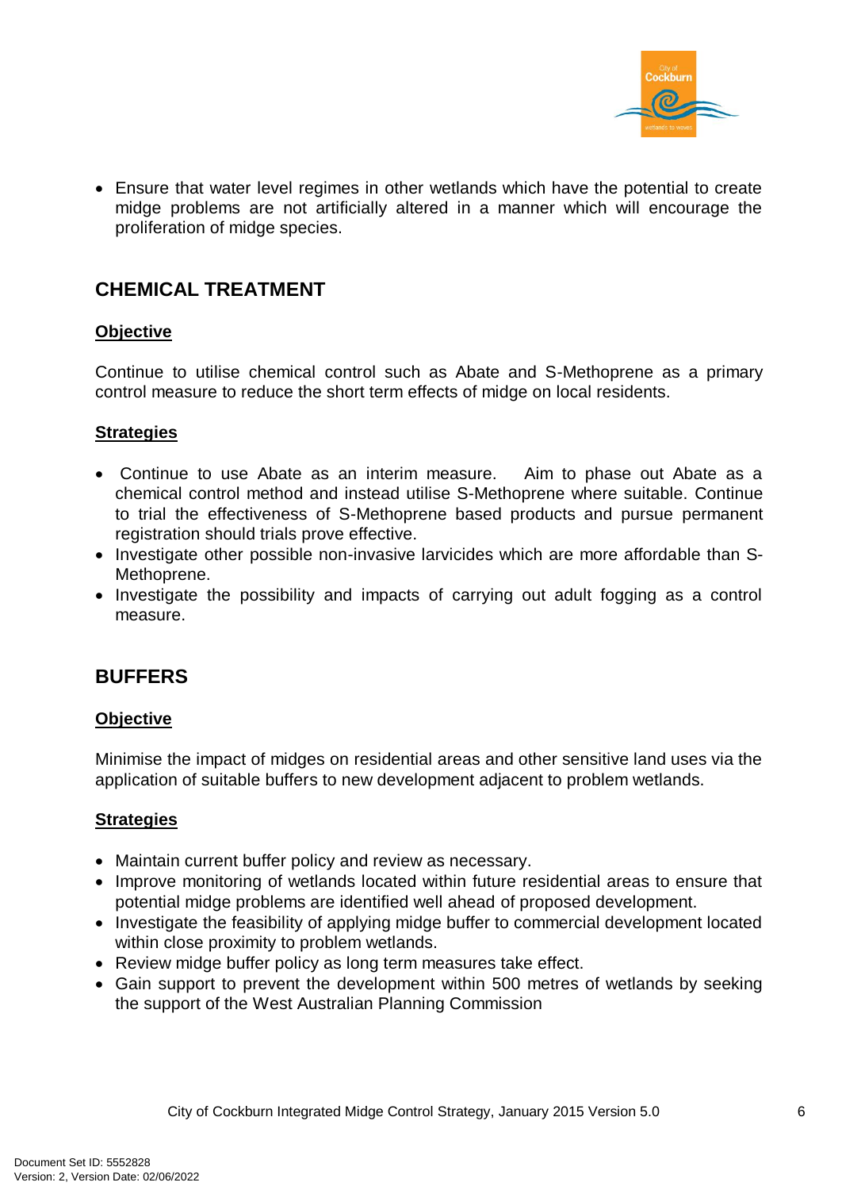- Ensure that water level regimes in other wetlands which have the potential to create midge problems are not artificially altered in a manner which will encourage the proliferation of midge species.

## CHEMICAL TREATMENT

**Objective**

Continue to utilise chemical control such as Abate and S-Methoprene as a primary control measure to reduce the short term effects of midge on local residents.

**Strategies**

- Continue to use Abate as an interim measure. Aim to phase out Abate as a chemical control method and instead utilise S-Methoprene where suitable. Continue to trial the effectiveness of S-Methoprene based products and pursue permanent registration should trials prove effective.
- Investigate other possible non-invasive larvicides which are more affordable than S-Methoprene.
- Investigate the possibility and impacts of carrying out adult fogging as a control measure.

## BUFFERS

**Objective**

Minimise the impact of midges on residential areas and other sensitive land uses via the application of suitable buffers to new development adjacent to problem wetlands.

**Strategies**

- Maintain current buffer policy and review as necessary.
- Improve monitoring of wetlands located within future residential areas to ensure that potential midge problems are identified well ahead of proposed development.
- Investigate the feasibility of applying midge buffer to commercial development located within close proximity to problem wetlands.
- Review midge buffer policy as long term measures take effect.
- Gain support to prevent the development within 500 metres of wetlands by seeking the support of the West Australian Planning Commission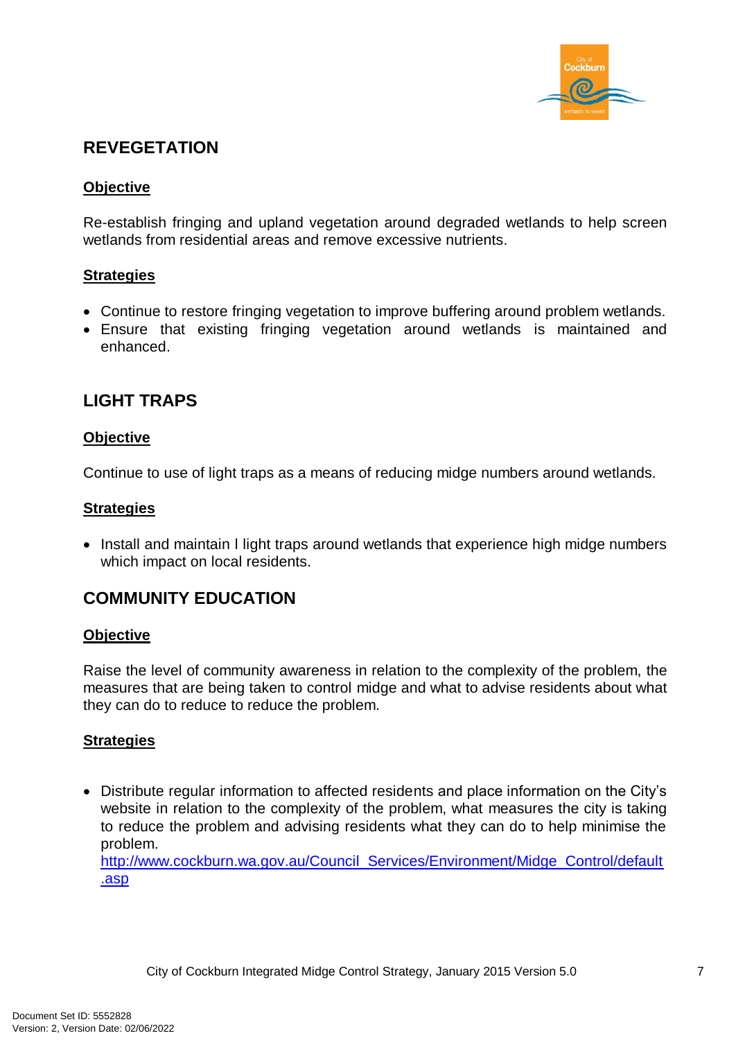## REVEGETATION

### Objective

Re-establish fringing and upland vegetation around degraded wetlands to help screen wetlands from residential areas and remove excessive nutrients.

### Strategies

- Continue to restore fringing vegetation to improve buffering around problem wetlands.
- Ensure that existing fringing vegetation around wetlands is maintained and enhanced.

## LIGHT TRAPS

### Objective

Continue to use of light traps as a means of reducing midge numbers around wetlands.

### Strategies

- Install and maintain l light traps around wetlands that experience high midge numbers which impact on local residents.

## COMMUNITY EDUCATION

### Objective

Raise the level of community awareness in relation to the complexity of the problem, the measures that are being taken to control midge and what to advise residents about what they can do to reduce to reduce the problem.

### Strategies

- Distribute regular information to affected residents and place information on the City's website in relation to the complexity of the problem, what measures the city is taking to reduce the problem and advising residents what they can do to help minimise the problem.
  http://www.cockburn.wa.gov.au/Council_Services/Environment/Midge_Control/default.asp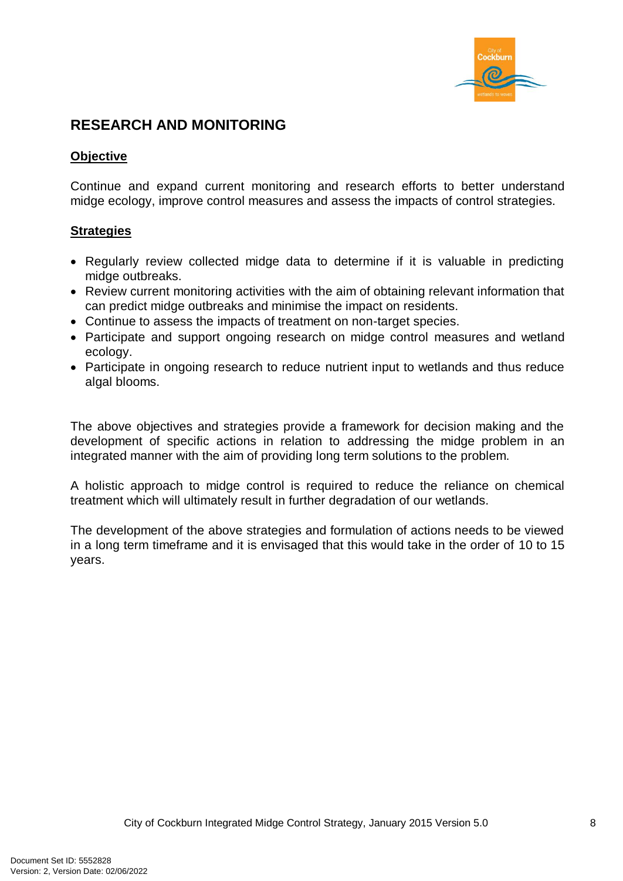## RESEARCH AND MONITORING

**Objective**

Continue and expand current monitoring and research efforts to better understand midge ecology, improve control measures and assess the impacts of control strategies.

**Strategies**

- Regularly review collected midge data to determine if it is valuable in predicting midge outbreaks.
- Review current monitoring activities with the aim of obtaining relevant information that can predict midge outbreaks and minimise the impact on residents.
- Continue to assess the impacts of treatment on non-target species.
- Participate and support ongoing research on midge control measures and wetland ecology.
- Participate in ongoing research to reduce nutrient input to wetlands and thus reduce algal blooms.

The above objectives and strategies provide a framework for decision making and the development of specific actions in relation to addressing the midge problem in an integrated manner with the aim of providing long term solutions to the problem.

A holistic approach to midge control is required to reduce the reliance on chemical treatment which will ultimately result in further degradation of our wetlands.

The development of the above strategies and formulation of actions needs to be viewed in a long term timeframe and it is envisaged that this would take in the order of 10 to 15 years.